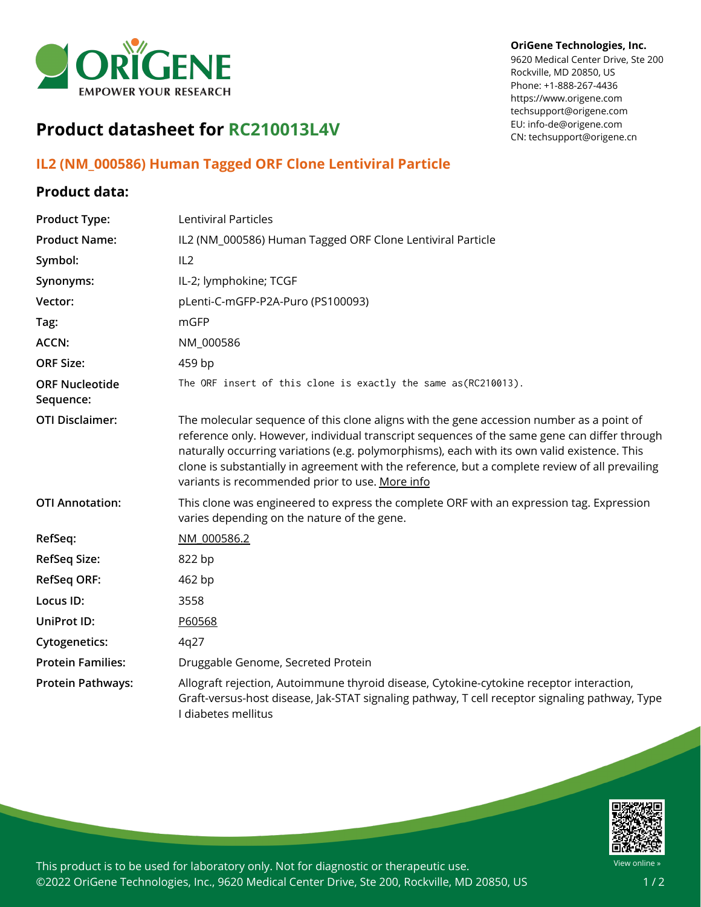OriGene Technologies, Inc.
9620 Medical Center Drive, Ste 200
Rockville, MD 20850, US
Phone: +1-888-267-4436
https://www.origene.com
techsupport@origene.com
EU: info-de@origene.com
CN: techsupport@origene.cn

# Product datasheet for RC210013L4V

## IL2 (NM_000586) Human Tagged ORF Clone Lentiviral Particle

### Product data:

| | |
|---|---|
| **Product Type:** | Lentiviral Particles |
| **Product Name:** | IL2 (NM_000586) Human Tagged ORF Clone Lentiviral Particle |
| **Symbol:** | IL2 |
| **Synonyms:** | IL-2; lymphokine; TCGF |
| **Vector:** | pLenti-C-mGFP-P2A-Puro (PS100093) |
| **Tag:** | mGFP |
| **ACCN:** | NM_000586 |
| **ORF Size:** | 459 bp |
| **ORF Nucleotide Sequence:** | The ORF insert of this clone is exactly the same as(RC210013). |
| **OTI Disclaimer:** | The molecular sequence of this clone aligns with the gene accession number as a point of reference only. However, individual transcript sequences of the same gene can differ through naturally occurring variations (e.g. polymorphisms), each with its own valid existence. This clone is substantially in agreement with the reference, but a complete review of all prevailing variants is recommended prior to use. More info |
| **OTI Annotation:** | This clone was engineered to express the complete ORF with an expression tag. Expression varies depending on the nature of the gene. |
| **RefSeq:** | NM_000586.2 |
| **RefSeq Size:** | 822 bp |
| **RefSeq ORF:** | 462 bp |
| **Locus ID:** | 3558 |
| **UniProt ID:** | P60568 |
| **Cytogenetics:** | 4q27 |
| **Protein Families:** | Druggable Genome, Secreted Protein |
| **Protein Pathways:** | Allograft rejection, Autoimmune thyroid disease, Cytokine-cytokine receptor interaction, Graft-versus-host disease, Jak-STAT signaling pathway, T cell receptor signaling pathway, Type I diabetes mellitus |

This product is to be used for laboratory only. Not for diagnostic or therapeutic use.
©2022 OriGene Technologies, Inc., 9620 Medical Center Drive, Ste 200, Rockville, MD 20850, US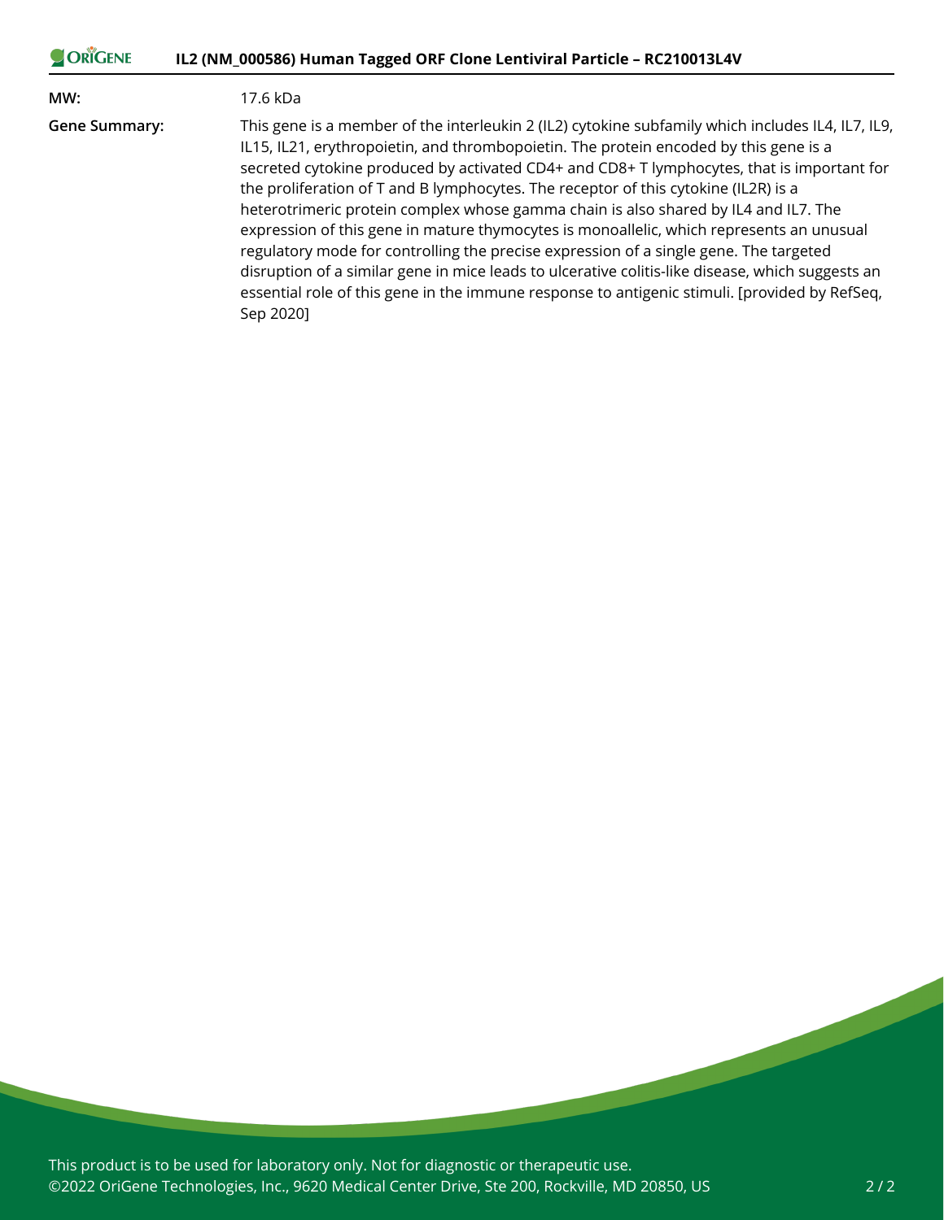| | |
|---|---|
| **MW:** | 17.6 kDa |
| **Gene Summary:** | This gene is a member of the interleukin 2 (IL2) cytokine subfamily which includes IL4, IL7, IL9, IL15, IL21, erythropoietin, and thrombopoietin. The protein encoded by this gene is a secreted cytokine produced by activated CD4+ and CD8+ T lymphocytes, that is important for the proliferation of T and B lymphocytes. The receptor of this cytokine (IL2R) is a heterotrimeric protein complex whose gamma chain is also shared by IL4 and IL7. The expression of this gene in mature thymocytes is monoallelic, which represents an unusual regulatory mode for controlling the precise expression of a single gene. The targeted disruption of a similar gene in mice leads to ulcerative colitis-like disease, which suggests an essential role of this gene in the immune response to antigenic stimuli. [provided by RefSeq, Sep 2020] |

This product is to be used for laboratory only. Not for diagnostic or therapeutic use.
©2022 OriGene Technologies, Inc., 9620 Medical Center Drive, Ste 200, Rockville, MD 20850, US